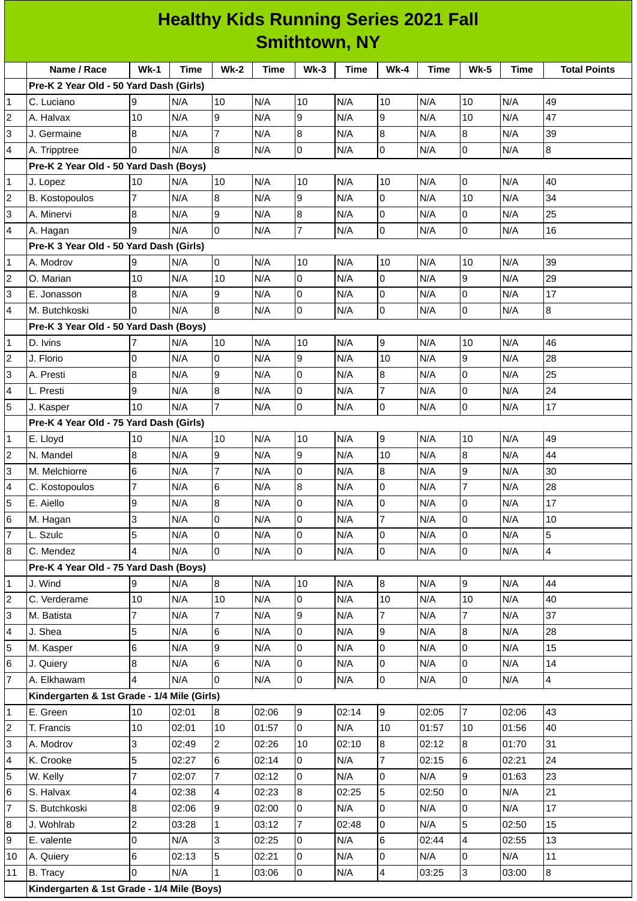# Healthy Kids Running Series 2021 Fall
## Smithtown, NY

| | Name / Race | Wk-1 | Time | Wk-2 | Time | Wk-3 | Time | Wk-4 | Time | Wk-5 | Time | Total Points |
|---|---|---|---|---|---|---|---|---|---|---|---|---|
| | **Pre-K 2 Year Old - 50 Yard Dash (Girls)** | | | | | | | | | | | |
| 1 | C. Luciano | 9 | N/A | 10 | N/A | 10 | N/A | 10 | N/A | 10 | N/A | 49 |
| 2 | A. Halvax | 10 | N/A | 9 | N/A | 9 | N/A | 9 | N/A | 10 | N/A | 47 |
| 3 | J. Germaine | 8 | N/A | 7 | N/A | 8 | N/A | 8 | N/A | 8 | N/A | 39 |
| 4 | A. Tripptree | 0 | N/A | 8 | N/A | 0 | N/A | 0 | N/A | 0 | N/A | 8 |
| | **Pre-K 2 Year Old - 50 Yard Dash (Boys)** | | | | | | | | | | | |
| 1 | J. Lopez | 10 | N/A | 10 | N/A | 10 | N/A | 10 | N/A | 0 | N/A | 40 |
| 2 | B. Kostopoulos | 7 | N/A | 8 | N/A | 9 | N/A | 0 | N/A | 10 | N/A | 34 |
| 3 | A. Minervi | 8 | N/A | 9 | N/A | 8 | N/A | 0 | N/A | 0 | N/A | 25 |
| 4 | A. Hagan | 9 | N/A | 0 | N/A | 7 | N/A | 0 | N/A | 0 | N/A | 16 |
| | **Pre-K 3 Year Old - 50 Yard Dash (Girls)** | | | | | | | | | | | |
| 1 | A. Modrov | 9 | N/A | 0 | N/A | 10 | N/A | 10 | N/A | 10 | N/A | 39 |
| 2 | O. Marian | 10 | N/A | 10 | N/A | 0 | N/A | 0 | N/A | 9 | N/A | 29 |
| 3 | E. Jonasson | 8 | N/A | 9 | N/A | 0 | N/A | 0 | N/A | 0 | N/A | 17 |
| 4 | M. Butchkoski | 0 | N/A | 8 | N/A | 0 | N/A | 0 | N/A | 0 | N/A | 8 |
| | **Pre-K 3 Year Old - 50 Yard Dash (Boys)** | | | | | | | | | | | |
| 1 | D. Ivins | 7 | N/A | 10 | N/A | 10 | N/A | 9 | N/A | 10 | N/A | 46 |
| 2 | J. Florio | 0 | N/A | 0 | N/A | 9 | N/A | 10 | N/A | 9 | N/A | 28 |
| 3 | A. Presti | 8 | N/A | 9 | N/A | 0 | N/A | 8 | N/A | 0 | N/A | 25 |
| 4 | L. Presti | 9 | N/A | 8 | N/A | 0 | N/A | 7 | N/A | 0 | N/A | 24 |
| 5 | J. Kasper | 10 | N/A | 7 | N/A | 0 | N/A | 0 | N/A | 0 | N/A | 17 |
| | **Pre-K 4 Year Old - 75 Yard Dash (Girls)** | | | | | | | | | | | |
| 1 | E. Lloyd | 10 | N/A | 10 | N/A | 10 | N/A | 9 | N/A | 10 | N/A | 49 |
| 2 | N. Mandel | 8 | N/A | 9 | N/A | 9 | N/A | 10 | N/A | 8 | N/A | 44 |
| 3 | M. Melchiorre | 6 | N/A | 7 | N/A | 0 | N/A | 8 | N/A | 9 | N/A | 30 |
| 4 | C. Kostopoulos | 7 | N/A | 6 | N/A | 8 | N/A | 0 | N/A | 7 | N/A | 28 |
| 5 | E. Aiello | 9 | N/A | 8 | N/A | 0 | N/A | 0 | N/A | 0 | N/A | 17 |
| 6 | M. Hagan | 3 | N/A | 0 | N/A | 0 | N/A | 7 | N/A | 0 | N/A | 10 |
| 7 | L. Szulc | 5 | N/A | 0 | N/A | 0 | N/A | 0 | N/A | 0 | N/A | 5 |
| 8 | C. Mendez | 4 | N/A | 0 | N/A | 0 | N/A | 0 | N/A | 0 | N/A | 4 |
| | **Pre-K 4 Year Old - 75 Yard Dash (Boys)** | | | | | | | | | | | |
| 1 | J. Wind | 9 | N/A | 8 | N/A | 10 | N/A | 8 | N/A | 9 | N/A | 44 |
| 2 | C. Verderame | 10 | N/A | 10 | N/A | 0 | N/A | 10 | N/A | 10 | N/A | 40 |
| 3 | M. Batista | 7 | N/A | 7 | N/A | 9 | N/A | 7 | N/A | 7 | N/A | 37 |
| 4 | J. Shea | 5 | N/A | 6 | N/A | 0 | N/A | 9 | N/A | 8 | N/A | 28 |
| 5 | M. Kasper | 6 | N/A | 9 | N/A | 0 | N/A | 0 | N/A | 0 | N/A | 15 |
| 6 | J. Quiery | 8 | N/A | 6 | N/A | 0 | N/A | 0 | N/A | 0 | N/A | 14 |
| 7 | A. Elkhawam | 4 | N/A | 0 | N/A | 0 | N/A | 0 | N/A | 0 | N/A | 4 |
| | **Kindergarten & 1st Grade - 1/4 Mile (Girls)** | | | | | | | | | | | |
| 1 | E. Green | 10 | 02:01 | 8 | 02:06 | 9 | 02:14 | 9 | 02:05 | 7 | 02:06 | 43 |
| 2 | T. Francis | 10 | 02:01 | 10 | 01:57 | 0 | N/A | 10 | 01:57 | 10 | 01:56 | 40 |
| 3 | A. Modrov | 3 | 02:49 | 2 | 02:26 | 10 | 02:10 | 8 | 02:12 | 8 | 01:70 | 31 |
| 4 | K. Crooke | 5 | 02:27 | 6 | 02:14 | 0 | N/A | 7 | 02:15 | 6 | 02:21 | 24 |
| 5 | W. Kelly | 7 | 02:07 | 7 | 02:12 | 0 | N/A | 0 | N/A | 9 | 01:63 | 23 |
| 6 | S. Halvax | 4 | 02:38 | 4 | 02:23 | 8 | 02:25 | 5 | 02:50 | 0 | N/A | 21 |
| 7 | S. Butchkoski | 8 | 02:06 | 9 | 02:00 | 0 | N/A | 0 | N/A | 0 | N/A | 17 |
| 8 | J. Wohlrab | 2 | 03:28 | 1 | 03:12 | 7 | 02:48 | 0 | N/A | 5 | 02:50 | 15 |
| 9 | E. valente | 0 | N/A | 3 | 02:25 | 0 | N/A | 6 | 02:44 | 4 | 02:55 | 13 |
| 10 | A. Quiery | 6 | 02:13 | 5 | 02:21 | 0 | N/A | 0 | N/A | 0 | N/A | 11 |
| 11 | B. Tracy | 0 | N/A | 1 | 03:06 | 0 | N/A | 4 | 03:25 | 3 | 03:00 | 8 |
| | **Kindergarten & 1st Grade - 1/4 Mile (Boys)** | | | | | | | | | | | |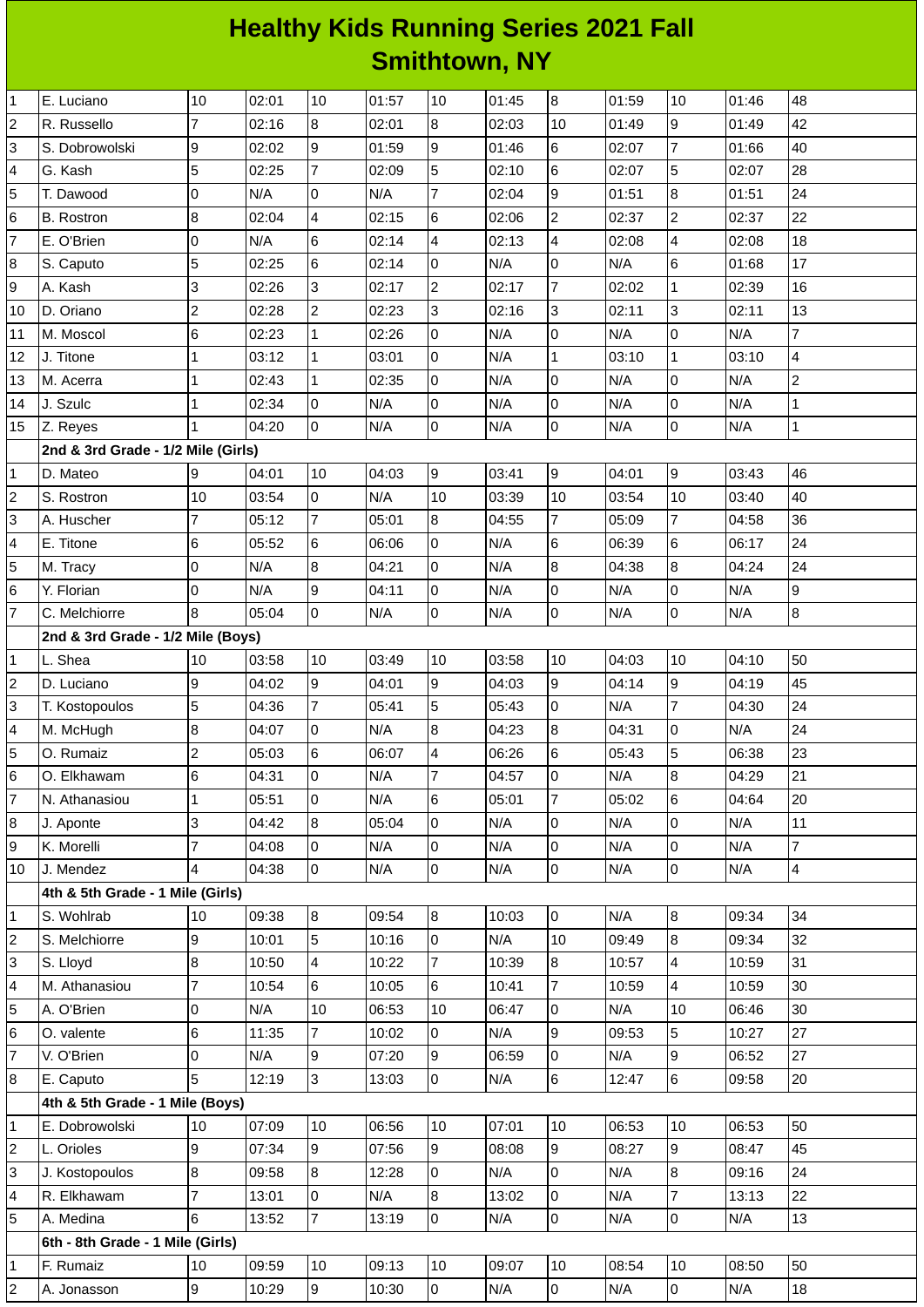# Healthy Kids Running Series 2021 Fall
## Smithtown, NY

| | | | | | | | | | | | | |
|---|---|---|---|---|---|---|---|---|---|---|---|---|
| 1 | E. Luciano | 10 | 02:01 | 10 | 01:57 | 10 | 01:45 | 8 | 01:59 | 10 | 01:46 | 48 |
| 2 | R. Russello | 7 | 02:16 | 8 | 02:01 | 8 | 02:03 | 10 | 01:49 | 9 | 01:49 | 42 |
| 3 | S. Dobrowolski | 9 | 02:02 | 9 | 01:59 | 9 | 01:46 | 6 | 02:07 | 7 | 01:66 | 40 |
| 4 | G. Kash | 5 | 02:25 | 7 | 02:09 | 5 | 02:10 | 6 | 02:07 | 5 | 02:07 | 28 |
| 5 | T. Dawood | 0 | N/A | 0 | N/A | 7 | 02:04 | 9 | 01:51 | 8 | 01:51 | 24 |
| 6 | B. Rostron | 8 | 02:04 | 4 | 02:15 | 6 | 02:06 | 2 | 02:37 | 2 | 02:37 | 22 |
| 7 | E. O'Brien | 0 | N/A | 6 | 02:14 | 4 | 02:13 | 4 | 02:08 | 4 | 02:08 | 18 |
| 8 | S. Caputo | 5 | 02:25 | 6 | 02:14 | 0 | N/A | 0 | N/A | 6 | 01:68 | 17 |
| 9 | A. Kash | 3 | 02:26 | 3 | 02:17 | 2 | 02:17 | 7 | 02:02 | 1 | 02:39 | 16 |
| 10 | D. Oriano | 2 | 02:28 | 2 | 02:23 | 3 | 02:16 | 3 | 02:11 | 3 | 02:11 | 13 |
| 11 | M. Moscol | 6 | 02:23 | 1 | 02:26 | 0 | N/A | 0 | N/A | 0 | N/A | 7 |
| 12 | J. Titone | 1 | 03:12 | 1 | 03:01 | 0 | N/A | 1 | 03:10 | 1 | 03:10 | 4 |
| 13 | M. Acerra | 1 | 02:43 | 1 | 02:35 | 0 | N/A | 0 | N/A | 0 | N/A | 2 |
| 14 | J. Szulc | 1 | 02:34 | 0 | N/A | 0 | N/A | 0 | N/A | 0 | N/A | 1 |
| 15 | Z. Reyes | 1 | 04:20 | 0 | N/A | 0 | N/A | 0 | N/A | 0 | N/A | 1 |
| | **2nd & 3rd Grade - 1/2 Mile (Girls)** | | | | | | | | | | | |
| 1 | D. Mateo | 9 | 04:01 | 10 | 04:03 | 9 | 03:41 | 9 | 04:01 | 9 | 03:43 | 46 |
| 2 | S. Rostron | 10 | 03:54 | 0 | N/A | 10 | 03:39 | 10 | 03:54 | 10 | 03:40 | 40 |
| 3 | A. Huscher | 7 | 05:12 | 7 | 05:01 | 8 | 04:55 | 7 | 05:09 | 7 | 04:58 | 36 |
| 4 | E. Titone | 6 | 05:52 | 6 | 06:06 | 0 | N/A | 6 | 06:39 | 6 | 06:17 | 24 |
| 5 | M. Tracy | 0 | N/A | 8 | 04:21 | 0 | N/A | 8 | 04:38 | 8 | 04:24 | 24 |
| 6 | Y. Florian | 0 | N/A | 9 | 04:11 | 0 | N/A | 0 | N/A | 0 | N/A | 9 |
| 7 | C. Melchiorre | 8 | 05:04 | 0 | N/A | 0 | N/A | 0 | N/A | 0 | N/A | 8 |
| | **2nd & 3rd Grade - 1/2 Mile (Boys)** | | | | | | | | | | | |
| 1 | L. Shea | 10 | 03:58 | 10 | 03:49 | 10 | 03:58 | 10 | 04:03 | 10 | 04:10 | 50 |
| 2 | D. Luciano | 9 | 04:02 | 9 | 04:01 | 9 | 04:03 | 9 | 04:14 | 9 | 04:19 | 45 |
| 3 | T. Kostopoulos | 5 | 04:36 | 7 | 05:41 | 5 | 05:43 | 0 | N/A | 7 | 04:30 | 24 |
| 4 | M. McHugh | 8 | 04:07 | 0 | N/A | 8 | 04:23 | 8 | 04:31 | 0 | N/A | 24 |
| 5 | O. Rumaiz | 2 | 05:03 | 6 | 06:07 | 4 | 06:26 | 6 | 05:43 | 5 | 06:38 | 23 |
| 6 | O. Elkhawam | 6 | 04:31 | 0 | N/A | 7 | 04:57 | 0 | N/A | 8 | 04:29 | 21 |
| 7 | N. Athanasiou | 1 | 05:51 | 0 | N/A | 6 | 05:01 | 7 | 05:02 | 6 | 04:64 | 20 |
| 8 | J. Aponte | 3 | 04:42 | 8 | 05:04 | 0 | N/A | 0 | N/A | 0 | N/A | 11 |
| 9 | K. Morelli | 7 | 04:08 | 0 | N/A | 0 | N/A | 0 | N/A | 0 | N/A | 7 |
| 10 | J. Mendez | 4 | 04:38 | 0 | N/A | 0 | N/A | 0 | N/A | 0 | N/A | 4 |
| | **4th & 5th Grade - 1 Mile (Girls)** | | | | | | | | | | | |
| 1 | S. Wohlrab | 10 | 09:38 | 8 | 09:54 | 8 | 10:03 | 0 | N/A | 8 | 09:34 | 34 |
| 2 | S. Melchiorre | 9 | 10:01 | 5 | 10:16 | 0 | N/A | 10 | 09:49 | 8 | 09:34 | 32 |
| 3 | S. Lloyd | 8 | 10:50 | 4 | 10:22 | 7 | 10:39 | 8 | 10:57 | 4 | 10:59 | 31 |
| 4 | M. Athanasiou | 7 | 10:54 | 6 | 10:05 | 6 | 10:41 | 7 | 10:59 | 4 | 10:59 | 30 |
| 5 | A. O'Brien | 0 | N/A | 10 | 06:53 | 10 | 06:47 | 0 | N/A | 10 | 06:46 | 30 |
| 6 | O. valente | 6 | 11:35 | 7 | 10:02 | 0 | N/A | 9 | 09:53 | 5 | 10:27 | 27 |
| 7 | V. O'Brien | 0 | N/A | 9 | 07:20 | 9 | 06:59 | 0 | N/A | 9 | 06:52 | 27 |
| 8 | E. Caputo | 5 | 12:19 | 3 | 13:03 | 0 | N/A | 6 | 12:47 | 6 | 09:58 | 20 |
| | **4th & 5th Grade - 1 Mile (Boys)** | | | | | | | | | | | |
| 1 | E. Dobrowolski | 10 | 07:09 | 10 | 06:56 | 10 | 07:01 | 10 | 06:53 | 10 | 06:53 | 50 |
| 2 | L. Orioles | 9 | 07:34 | 9 | 07:56 | 9 | 08:08 | 9 | 08:27 | 9 | 08:47 | 45 |
| 3 | J. Kostopoulos | 8 | 09:58 | 8 | 12:28 | 0 | N/A | 0 | N/A | 8 | 09:16 | 24 |
| 4 | R. Elkhawam | 7 | 13:01 | 0 | N/A | 8 | 13:02 | 0 | N/A | 7 | 13:13 | 22 |
| 5 | A. Medina | 6 | 13:52 | 7 | 13:19 | 0 | N/A | 0 | N/A | 0 | N/A | 13 |
| | **6th - 8th Grade - 1 Mile (Girls)** | | | | | | | | | | | |
| 1 | F. Rumaiz | 10 | 09:59 | 10 | 09:13 | 10 | 09:07 | 10 | 08:54 | 10 | 08:50 | 50 |
| 2 | A. Jonasson | 9 | 10:29 | 9 | 10:30 | 0 | N/A | 0 | N/A | 0 | N/A | 18 |